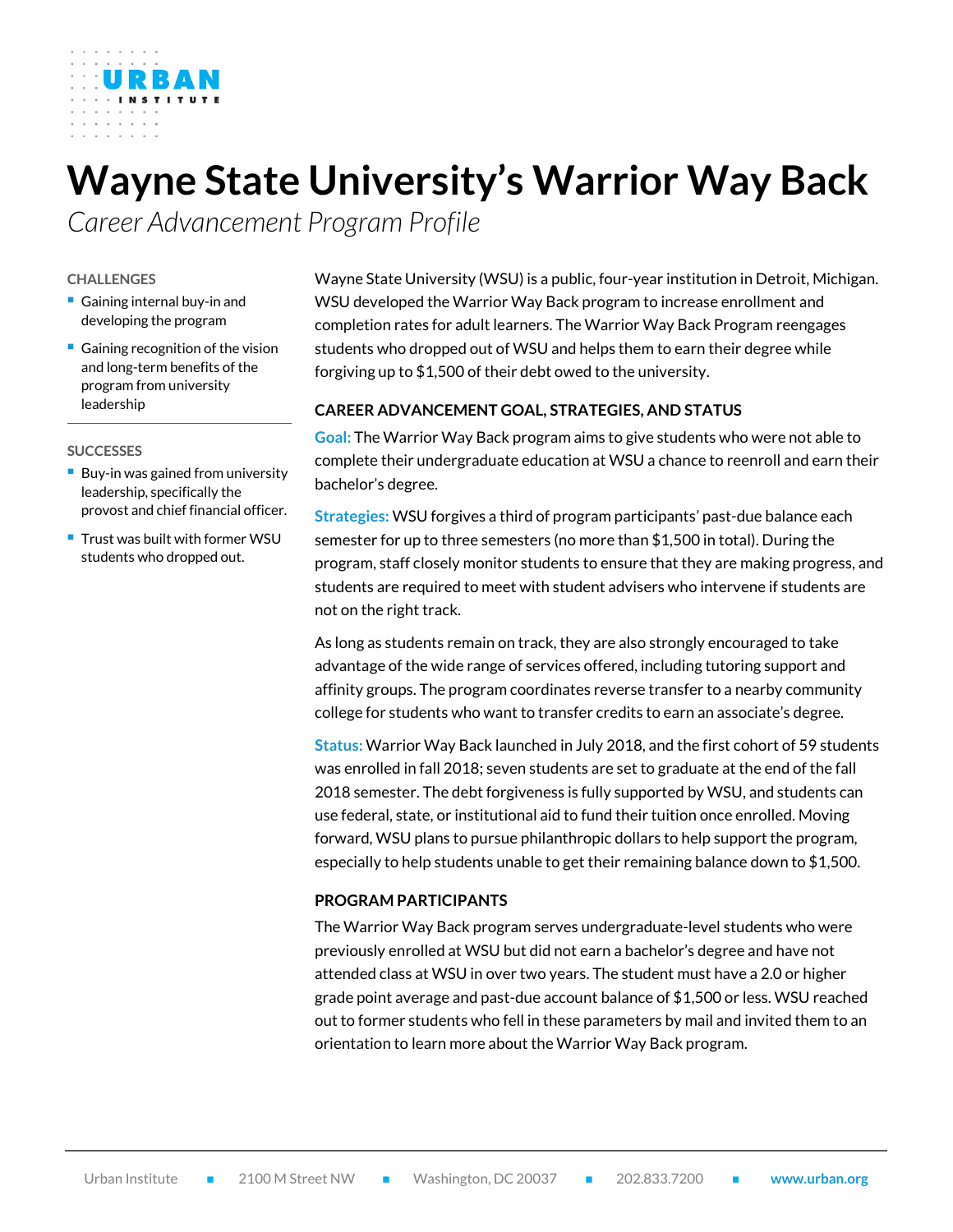# Wayne State University's Warrior Way Back

*Career Advancement Program Profile*

Wayne State University (WSU) is a public, four-year institution in Detroit, Michigan. WSU developed the Warrior Way Back program to increase enrollment and completion rates for adult learners. The Warrior Way Back Program reengages students who dropped out of WSU and helps them to earn their degree while forgiving up to $1,500 of their debt owed to the university.

### CAREER ADVANCEMENT GOAL, STRATEGIES, AND STATUS

**Goal:** The Warrior Way Back program aims to give students who were not able to complete their undergraduate education at WSU a chance to reenroll and earn their bachelor's degree.

**Strategies:** WSU forgives a third of program participants' past-due balance each semester for up to three semesters (no more than $1,500 in total). During the program, staff closely monitor students to ensure that they are making progress, and students are required to meet with student advisers who intervene if students are not on the right track.

As long as students remain on track, they are also strongly encouraged to take advantage of the wide range of services offered, including tutoring support and affinity groups. The program coordinates reverse transfer to a nearby community college for students who want to transfer credits to earn an associate's degree.

**Status:** Warrior Way Back launched in July 2018, and the first cohort of 59 students was enrolled in fall 2018; seven students are set to graduate at the end of the fall 2018 semester. The debt forgiveness is fully supported by WSU, and students can use federal, state, or institutional aid to fund their tuition once enrolled. Moving forward, WSU plans to pursue philanthropic dollars to help support the program, especially to help students unable to get their remaining balance down to $1,500.

### PROGRAM PARTICIPANTS

The Warrior Way Back program serves undergraduate-level students who were previously enrolled at WSU but did not earn a bachelor's degree and have not attended class at WSU in over two years. The student must have a 2.0 or higher grade point average and past-due account balance of $1,500 or less. WSU reached out to former students who fell in these parameters by mail and invited them to an orientation to learn more about the Warrior Way Back program.

#### CHALLENGES

- Gaining internal buy-in and developing the program
- Gaining recognition of the vision and long-term benefits of the program from university leadership

#### SUCCESSES

- Buy-in was gained from university leadership, specifically the provost and chief financial officer.
- Trust was built with former WSU students who dropped out.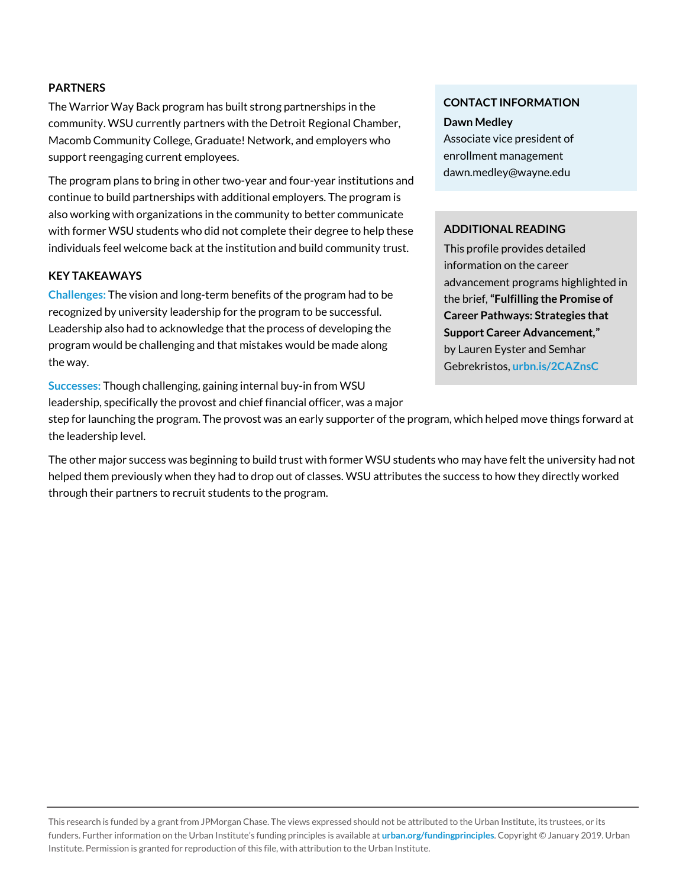## PARTNERS

The Warrior Way Back program has built strong partnerships in the community. WSU currently partners with the Detroit Regional Chamber, Macomb Community College, Graduate! Network, and employers who support reengaging current employees.

The program plans to bring in other two-year and four-year institutions and continue to build partnerships with additional employers. The program is also working with organizations in the community to better communicate with former WSU students who did not complete their degree to help these individuals feel welcome back at the institution and build community trust.

## KEY TAKEAWAYS

**Challenges:** The vision and long-term benefits of the program had to be recognized by university leadership for the program to be successful. Leadership also had to acknowledge that the process of developing the program would be challenging and that mistakes would be made along the way.

**Successes:** Though challenging, gaining internal buy-in from WSU leadership, specifically the provost and chief financial officer, was a major step for launching the program. The provost was an early supporter of the program, which helped move things forward at the leadership level.

The other major success was beginning to build trust with former WSU students who may have felt the university had not helped them previously when they had to drop out of classes. WSU attributes the success to how they directly worked through their partners to recruit students to the program.

## CONTACT INFORMATION

**Dawn Medley**
Associate vice president of enrollment management
dawn.medley@wayne.edu

## ADDITIONAL READING

This profile provides detailed information on the career advancement programs highlighted in the brief, **"Fulfilling the Promise of Career Pathways: Strategies that Support Career Advancement,"** by Lauren Eyster and Semhar Gebrekristos, urbn.is/2CAZnsC

This research is funded by a grant from JPMorgan Chase. The views expressed should not be attributed to the Urban Institute, its trustees, or its funders. Further information on the Urban Institute's funding principles is available at urban.org/fundingprinciples. Copyright © January 2019. Urban Institute. Permission is granted for reproduction of this file, with attribution to the Urban Institute.